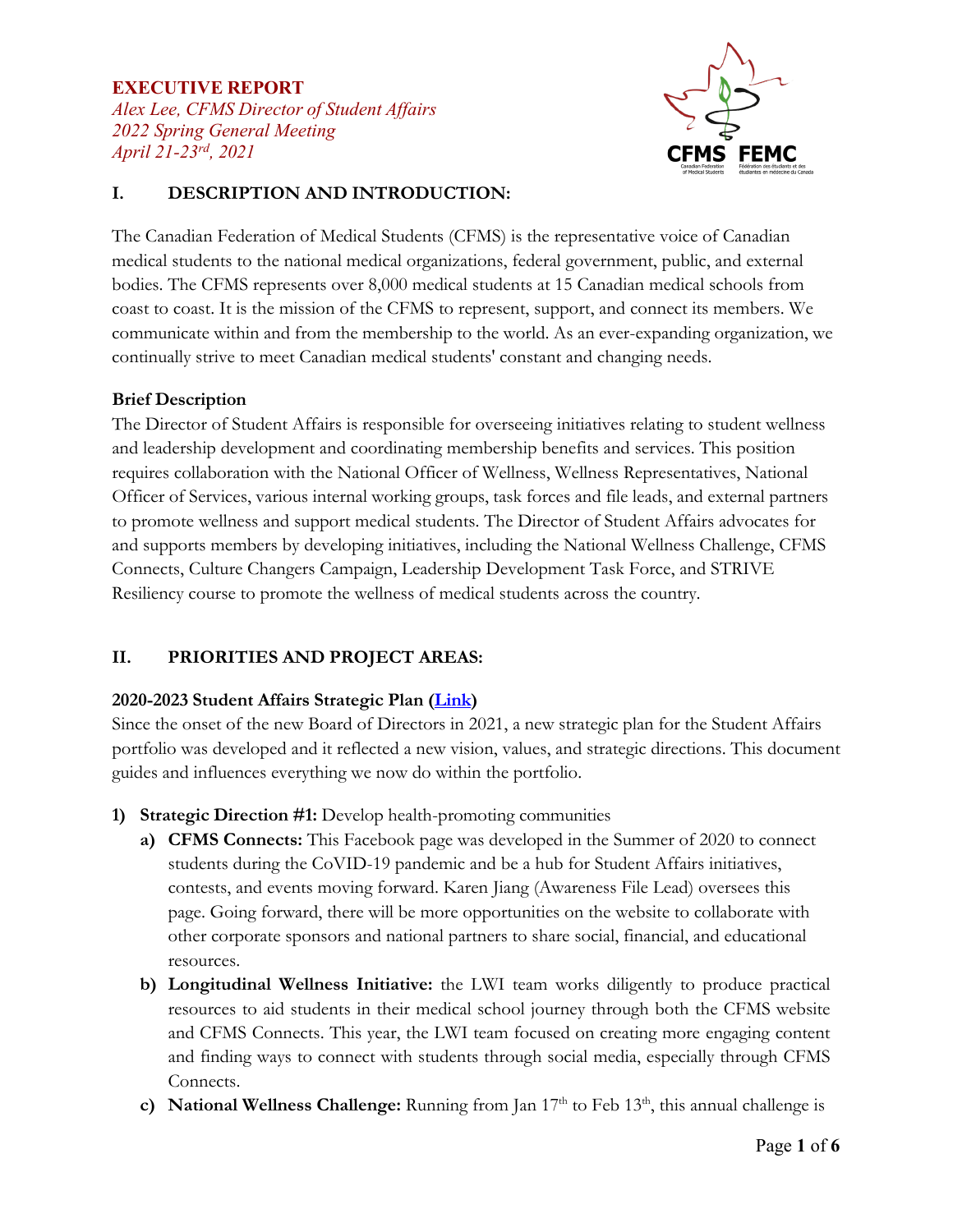**EXECUTIVE REPORT**

*Alex Lee, CFMS Director of Student Affairs*
*2022 Spring General Meeting*
*April 21-23rd, 2021*

## I. DESCRIPTION AND INTRODUCTION:

The Canadian Federation of Medical Students (CFMS) is the representative voice of Canadian medical students to the national medical organizations, federal government, public, and external bodies. The CFMS represents over 8,000 medical students at 15 Canadian medical schools from coast to coast. It is the mission of the CFMS to represent, support, and connect its members. We communicate within and from the membership to the world. As an ever-expanding organization, we continually strive to meet Canadian medical students' constant and changing needs.

**Brief Description**

The Director of Student Affairs is responsible for overseeing initiatives relating to student wellness and leadership development and coordinating membership benefits and services. This position requires collaboration with the National Officer of Wellness, Wellness Representatives, National Officer of Services, various internal working groups, task forces and file leads, and external partners to promote wellness and support medical students. The Director of Student Affairs advocates for and supports members by developing initiatives, including the National Wellness Challenge, CFMS Connects, Culture Changers Campaign, Leadership Development Task Force, and STRIVE Resiliency course to promote the wellness of medical students across the country.

## II. PRIORITIES AND PROJECT AREAS:

**2020-2023 Student Affairs Strategic Plan ([Link](#))**

Since the onset of the new Board of Directors in 2021, a new strategic plan for the Student Affairs portfolio was developed and it reflected a new vision, values, and strategic directions. This document guides and influences everything we now do within the portfolio.

1) **Strategic Direction #1:** Develop health-promoting communities
   a) **CFMS Connects:** This Facebook page was developed in the Summer of 2020 to connect students during the CoVID-19 pandemic and be a hub for Student Affairs initiatives, contests, and events moving forward. Karen Jiang (Awareness File Lead) oversees this page. Going forward, there will be more opportunities on the website to collaborate with other corporate sponsors and national partners to share social, financial, and educational resources.
   b) **Longitudinal Wellness Initiative:** the LWI team works diligently to produce practical resources to aid students in their medical school journey through both the CFMS website and CFMS Connects. This year, the LWI team focused on creating more engaging content and finding ways to connect with students through social media, especially through CFMS Connects.
   c) **National Wellness Challenge:** Running from Jan 17th to Feb 13th, this annual challenge is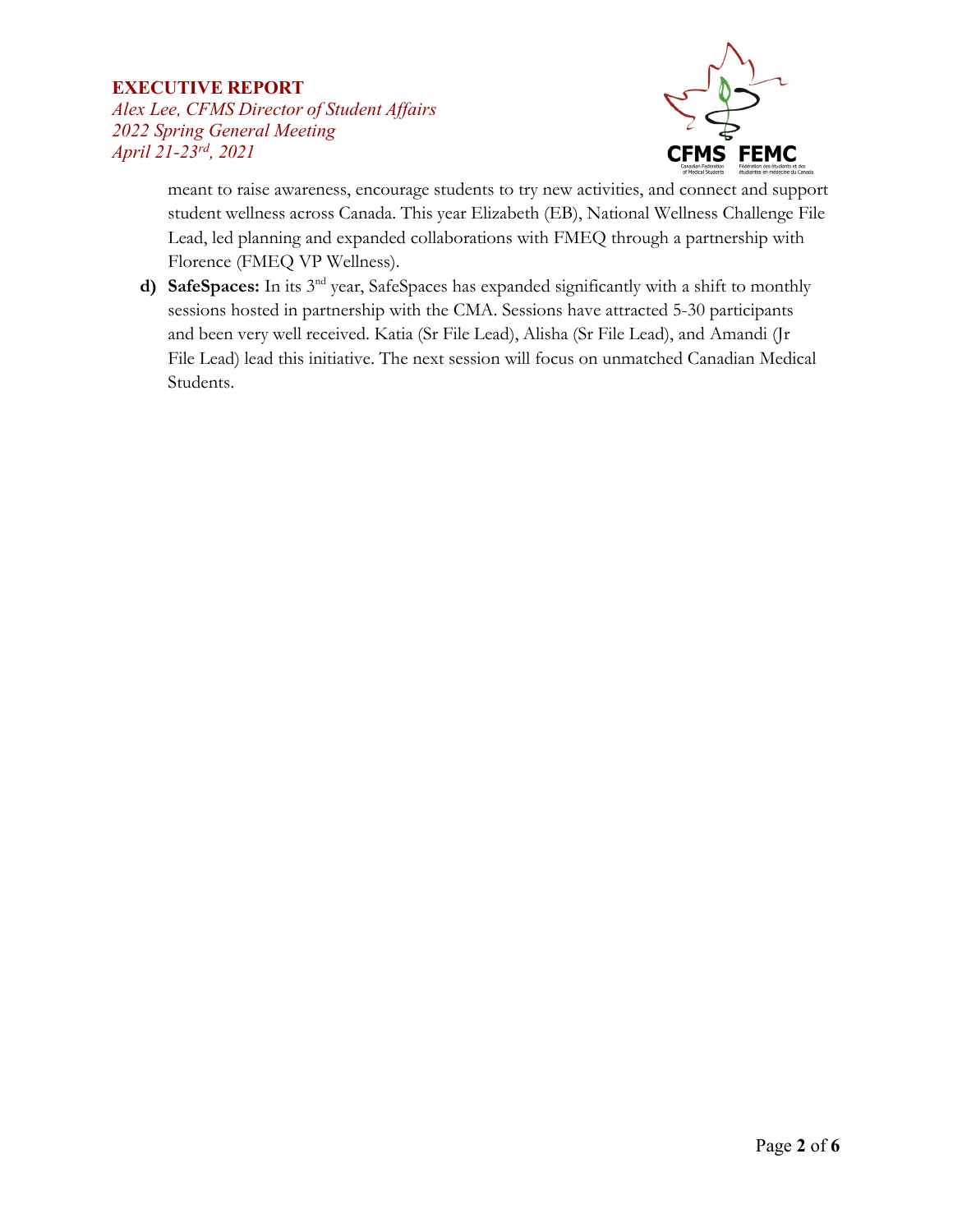meant to raise awareness, encourage students to try new activities, and connect and support student wellness across Canada. This year Elizabeth (EB), National Wellness Challenge File Lead, led planning and expanded collaborations with FMEQ through a partnership with Florence (FMEQ VP Wellness).

d) **SafeSpaces:** In its 3rd year, SafeSpaces has expanded significantly with a shift to monthly sessions hosted in partnership with the CMA. Sessions have attracted 5-30 participants and been very well received. Katia (Sr File Lead), Alisha (Sr File Lead), and Amandi (Jr File Lead) lead this initiative. The next session will focus on unmatched Canadian Medical Students.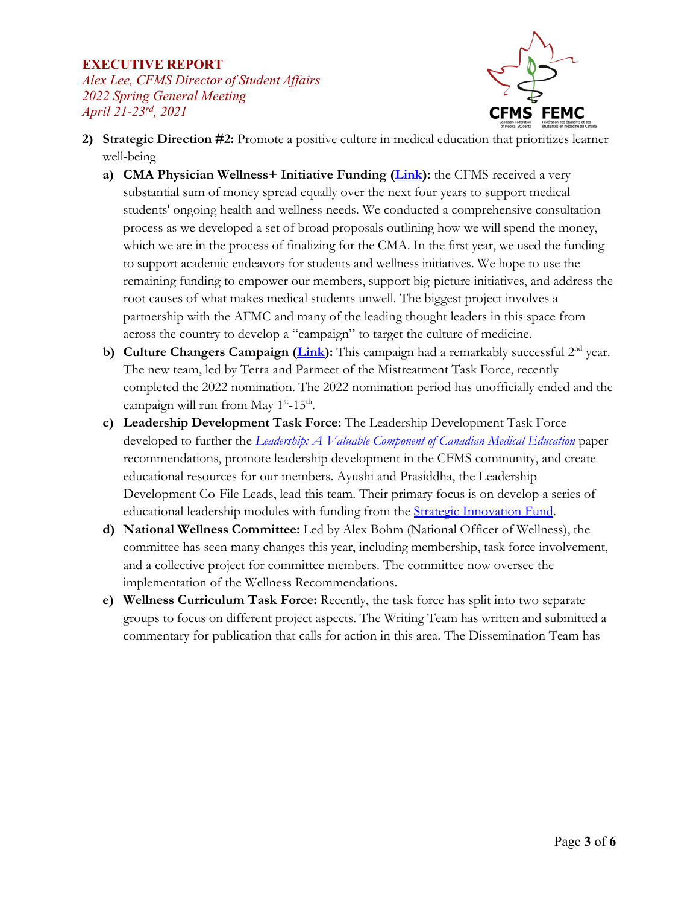2) **Strategic Direction #2:** Promote a positive culture in medical education that prioritizes learner well-being

   a) **CMA Physician Wellness+ Initiative Funding (Link):** the CFMS received a very substantial sum of money spread equally over the next four years to support medical students' ongoing health and wellness needs. We conducted a comprehensive consultation process as we developed a set of broad proposals outlining how we will spend the money, which we are in the process of finalizing for the CMA. In the first year, we used the funding to support academic endeavors for students and wellness initiatives. We hope to use the remaining funding to empower our members, support big-picture initiatives, and address the root causes of what makes medical students unwell. The biggest project involves a partnership with the AFMC and many of the leading thought leaders in this space from across the country to develop a "campaign" to target the culture of medicine.

   b) **Culture Changers Campaign (Link):** This campaign had a remarkably successful 2nd year. The new team, led by Terra and Parmeet of the Mistreatment Task Force, recently completed the 2022 nomination. The 2022 nomination period has unofficially ended and the campaign will run from May 1st-15th.

   c) **Leadership Development Task Force:** The Leadership Development Task Force developed to further the *Leadership: A Valuable Component of Canadian Medical Education* paper recommendations, promote leadership development in the CFMS community, and create educational resources for our members. Ayushi and Prasiddha, the Leadership Development Co-File Leads, lead this team. Their primary focus is on develop a series of educational leadership modules with funding from the Strategic Innovation Fund.

   d) **National Wellness Committee:** Led by Alex Bohm (National Officer of Wellness), the committee has seen many changes this year, including membership, task force involvement, and a collective project for committee members. The committee now oversee the implementation of the Wellness Recommendations.

   e) **Wellness Curriculum Task Force:** Recently, the task force has split into two separate groups to focus on different project aspects. The Writing Team has written and submitted a commentary for publication that calls for action in this area. The Dissemination Team has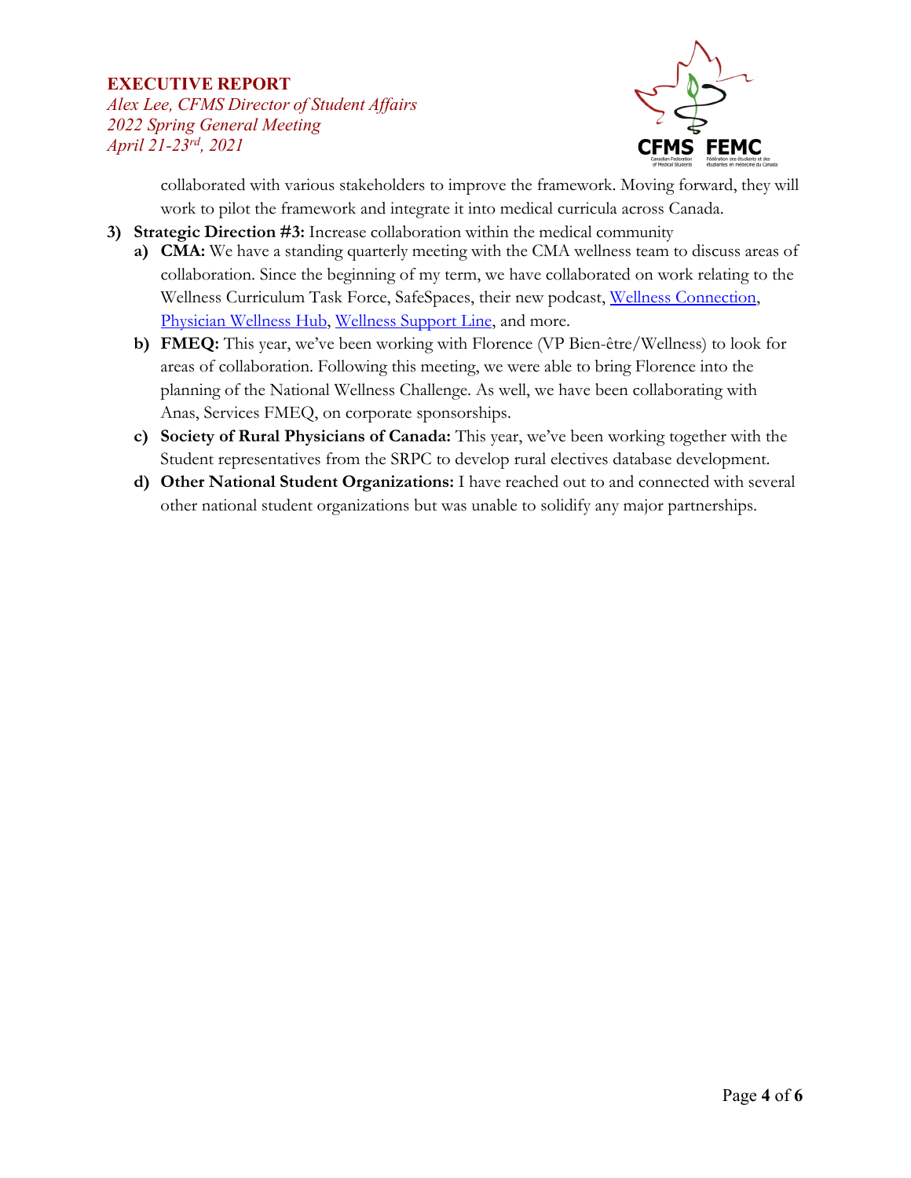collaborated with various stakeholders to improve the framework. Moving forward, they will work to pilot the framework and integrate it into medical curricula across Canada.

3) **Strategic Direction #3:** Increase collaboration within the medical community
   a) **CMA:** We have a standing quarterly meeting with the CMA wellness team to discuss areas of collaboration. Since the beginning of my term, we have collaborated on work relating to the Wellness Curriculum Task Force, SafeSpaces, their new podcast, Wellness Connection, Physician Wellness Hub, Wellness Support Line, and more.
   b) **FMEQ:** This year, we've been working with Florence (VP Bien-être/Wellness) to look for areas of collaboration. Following this meeting, we were able to bring Florence into the planning of the National Wellness Challenge. As well, we have been collaborating with Anas, Services FMEQ, on corporate sponsorships.
   c) **Society of Rural Physicians of Canada:** This year, we've been working together with the Student representatives from the SRPC to develop rural electives database development.
   d) **Other National Student Organizations:** I have reached out to and connected with several other national student organizations but was unable to solidify any major partnerships.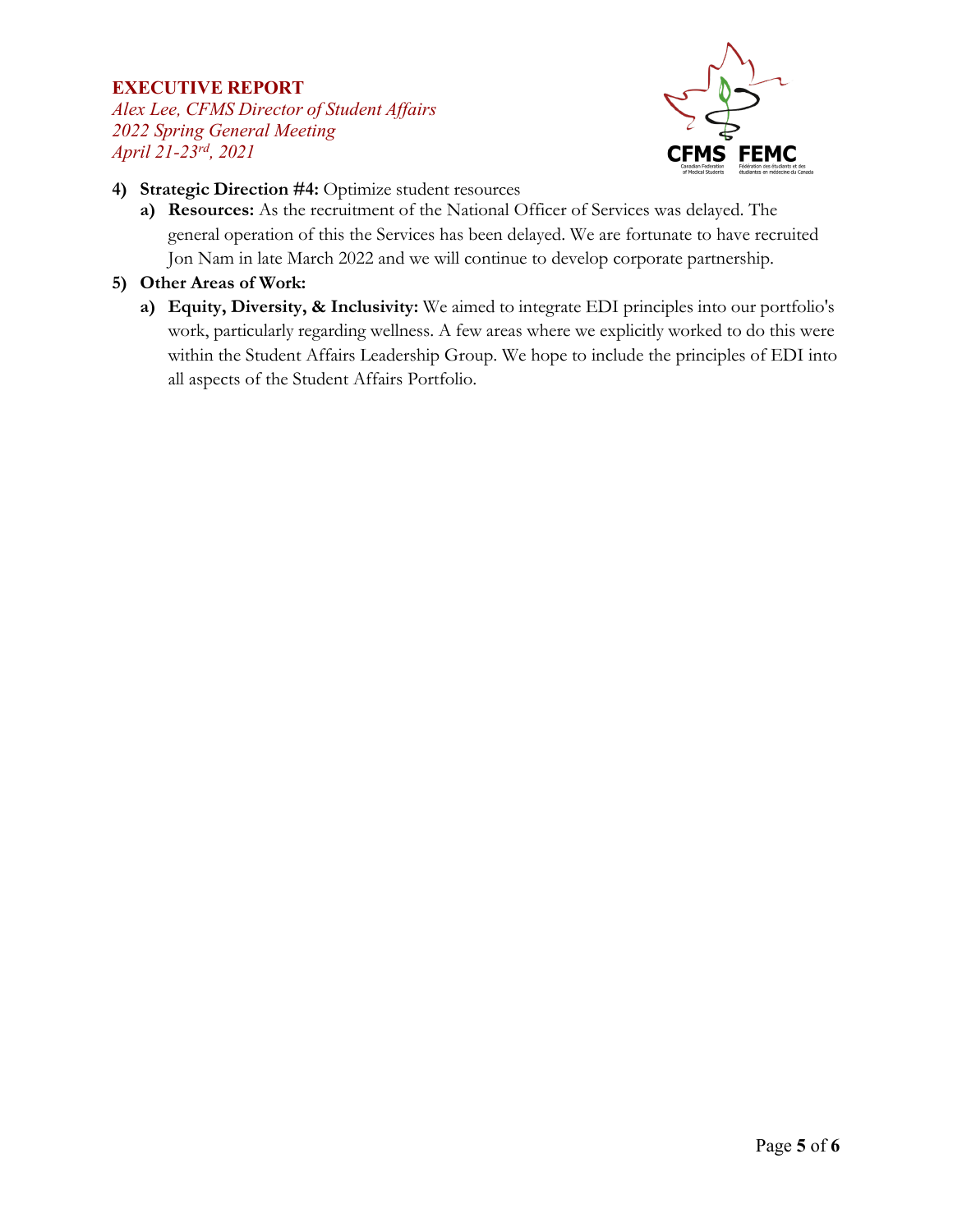4) **Strategic Direction #4:** Optimize student resources
   a) **Resources:** As the recruitment of the National Officer of Services was delayed. The general operation of this the Services has been delayed. We are fortunate to have recruited Jon Nam in late March 2022 and we will continue to develop corporate partnership.

5) **Other Areas of Work:**
   a) **Equity, Diversity, & Inclusivity:** We aimed to integrate EDI principles into our portfolio's work, particularly regarding wellness. A few areas where we explicitly worked to do this were within the Student Affairs Leadership Group. We hope to include the principles of EDI into all aspects of the Student Affairs Portfolio.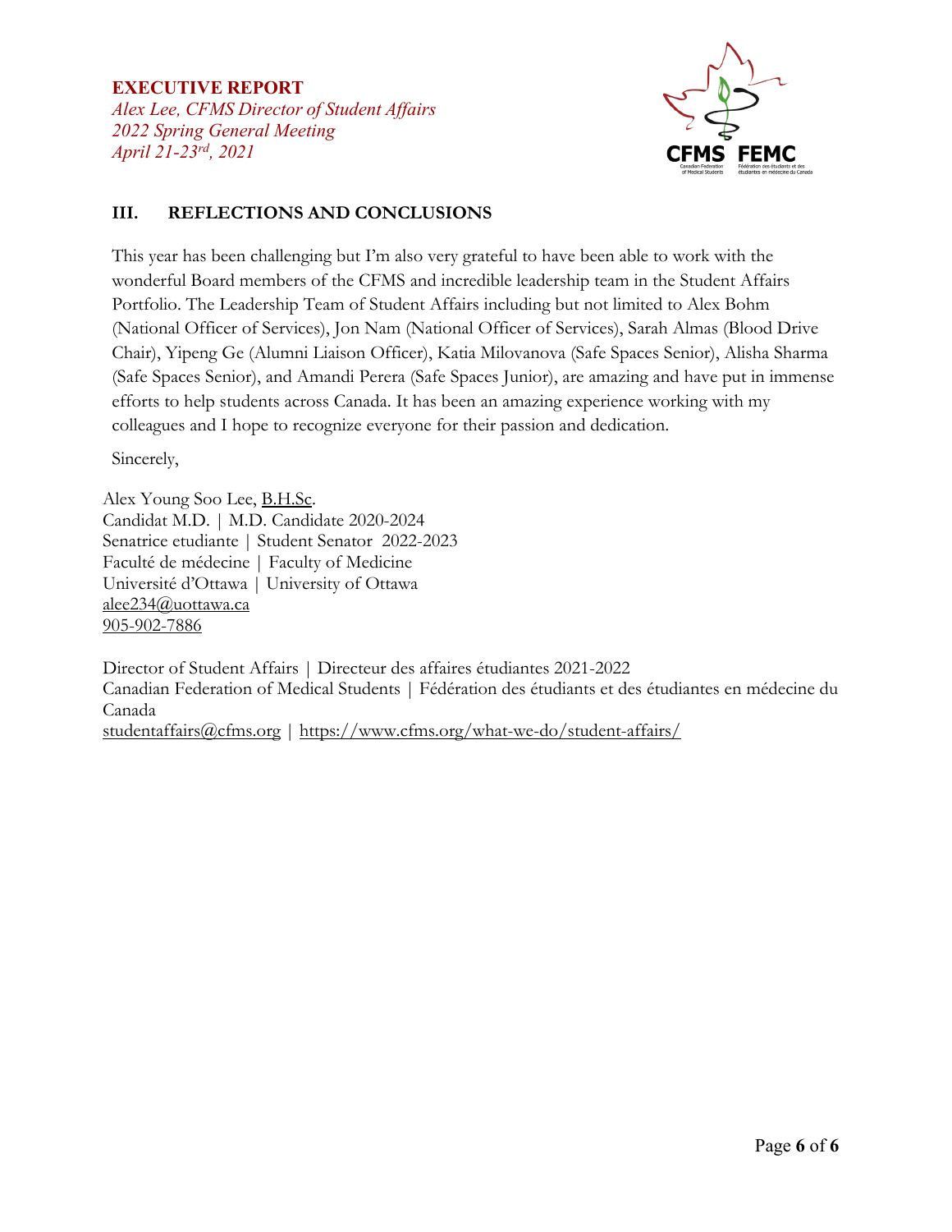**EXECUTIVE REPORT**
*Alex Lee, CFMS Director of Student Affairs*
*2022 Spring General Meeting*
*April 21-23rd, 2021*

## III. REFLECTIONS AND CONCLUSIONS

This year has been challenging but I'm also very grateful to have been able to work with the wonderful Board members of the CFMS and incredible leadership team in the Student Affairs Portfolio. The Leadership Team of Student Affairs including but not limited to Alex Bohm (National Officer of Services), Jon Nam (National Officer of Services), Sarah Almas (Blood Drive Chair), Yipeng Ge (Alumni Liaison Officer), Katia Milovanova (Safe Spaces Senior), Alisha Sharma (Safe Spaces Senior), and Amandi Perera (Safe Spaces Junior), are amazing and have put in immense efforts to help students across Canada. It has been an amazing experience working with my colleagues and I hope to recognize everyone for their passion and dedication.

Sincerely,

Alex Young Soo Lee, B.H.Sc.
Candidat M.D. | M.D. Candidate 2020-2024
Senatrice etudiante | Student Senator 2022-2023
Faculté de médecine | Faculty of Medicine
Université d'Ottawa | University of Ottawa
alee234@uottawa.ca
905-902-7886

Director of Student Affairs | Directeur des affaires étudiantes 2021-2022
Canadian Federation of Medical Students | Fédération des étudiants et des étudiantes en médecine du Canada
studentaffairs@cfms.org | https://www.cfms.org/what-we-do/student-affairs/